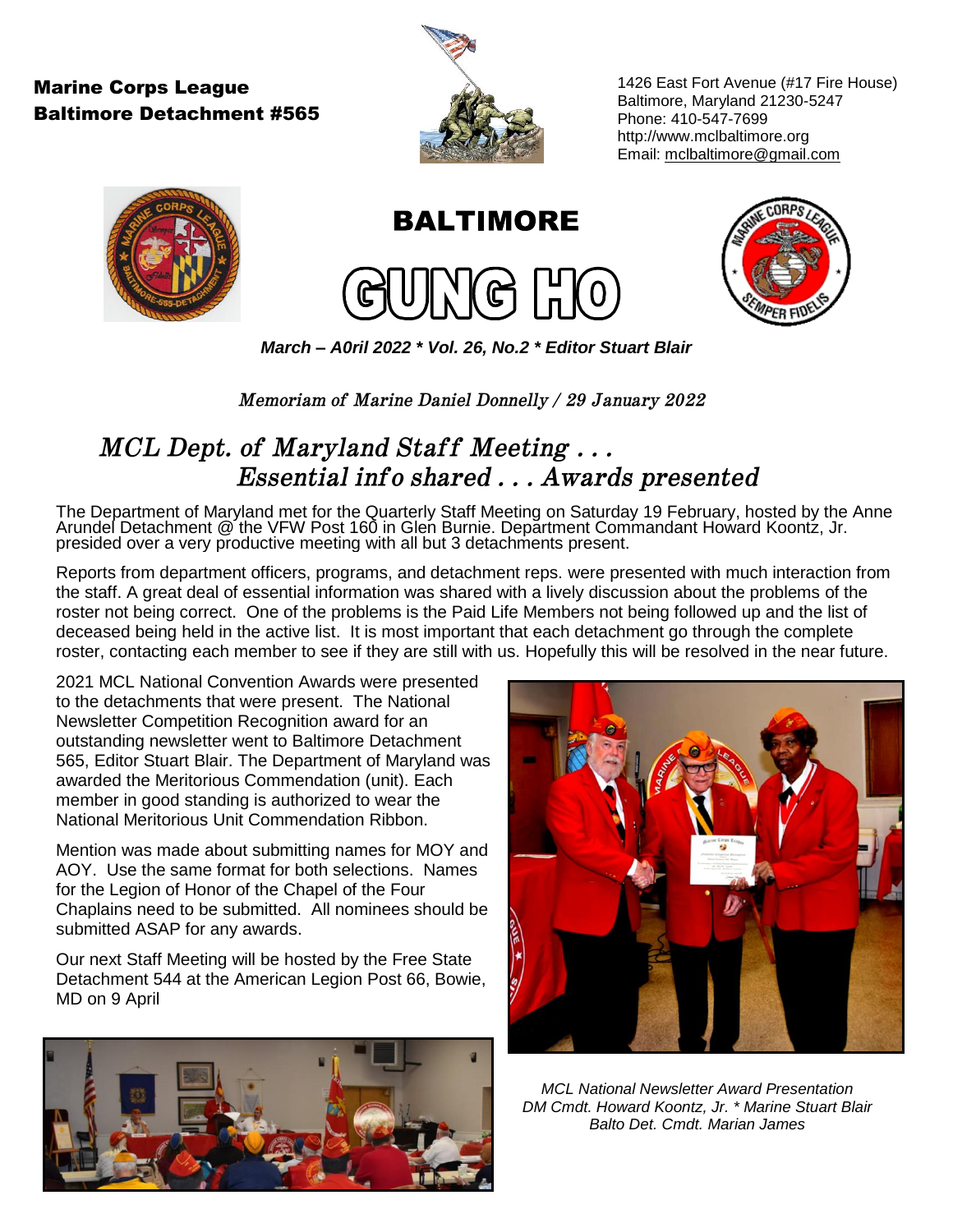**Marine Corps League**
**Baltimore Detachment #565**

1426 East Fort Avenue (#17 Fire House)
Baltimore, Maryland 21230-5247
Phone: 410-547-7699
http://www.mclbaltimore.org
Email: mclbaltimore@gmail.com

# BALTIMORE GUNG HO

***March – A0ril 2022 * Vol. 26, No.2 * Editor Stuart Blair***

*Memoriam of Marine Daniel Donnelly / 29 January 2022*

## *MCL Dept. of Maryland Staff Meeting . . . Essential info shared . . . Awards presented*

The Department of Maryland met for the Quarterly Staff Meeting on Saturday 19 February, hosted by the Anne Arundel Detachment @ the VFW Post 160 in Glen Burnie. Department Commandant Howard Koontz, Jr. presided over a very productive meeting with all but 3 detachments present.

Reports from department officers, programs, and detachment reps. were presented with much interaction from the staff. A great deal of essential information was shared with a lively discussion about the problems of the roster not being correct. One of the problems is the Paid Life Members not being followed up and the list of deceased being held in the active list. It is most important that each detachment go through the complete roster, contacting each member to see if they are still with us. Hopefully this will be resolved in the near future.

2021 MCL National Convention Awards were presented to the detachments that were present. The National Newsletter Competition Recognition award for an outstanding newsletter went to Baltimore Detachment 565, Editor Stuart Blair. The Department of Maryland was awarded the Meritorious Commendation (unit). Each member in good standing is authorized to wear the National Meritorious Unit Commendation Ribbon.

Mention was made about submitting names for MOY and AOY. Use the same format for both selections. Names for the Legion of Honor of the Chapel of the Four Chaplains need to be submitted. All nominees should be submitted ASAP for any awards.

Our next Staff Meeting will be hosted by the Free State Detachment 544 at the American Legion Post 66, Bowie, MD on 9 April

*MCL National Newsletter Award Presentation*
*DM Cmdt. Howard Koontz, Jr. * Marine Stuart Blair*
*Balto Det. Cmdt. Marian James*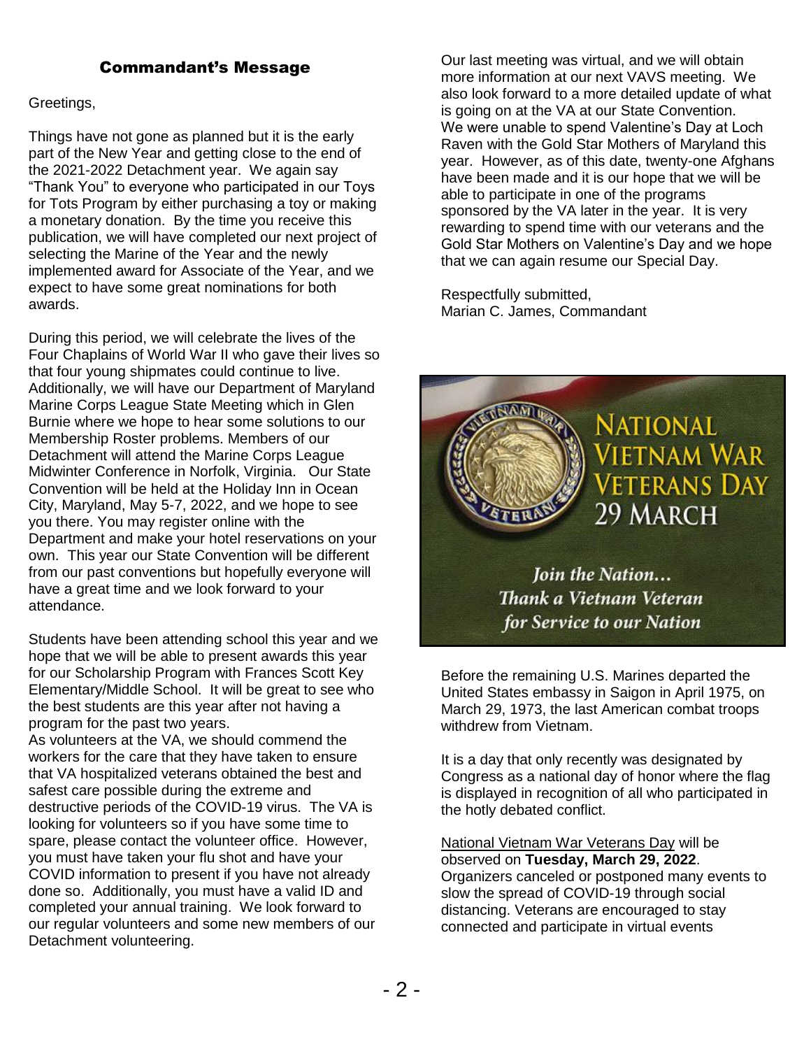## Commandant's Message

Greetings,

Things have not gone as planned but it is the early part of the New Year and getting close to the end of the 2021-2022 Detachment year. We again say "Thank You" to everyone who participated in our Toys for Tots Program by either purchasing a toy or making a monetary donation. By the time you receive this publication, we will have completed our next project of selecting the Marine of the Year and the newly implemented award for Associate of the Year, and we expect to have some great nominations for both awards.

During this period, we will celebrate the lives of the Four Chaplains of World War II who gave their lives so that four young shipmates could continue to live. Additionally, we will have our Department of Maryland Marine Corps League State Meeting which in Glen Burnie where we hope to hear some solutions to our Membership Roster problems. Members of our Detachment will attend the Marine Corps League Midwinter Conference in Norfolk, Virginia. Our State Convention will be held at the Holiday Inn in Ocean City, Maryland, May 5-7, 2022, and we hope to see you there. You may register online with the Department and make your hotel reservations on your own. This year our State Convention will be different from our past conventions but hopefully everyone will have a great time and we look forward to your attendance.

Students have been attending school this year and we hope that we will be able to present awards this year for our Scholarship Program with Frances Scott Key Elementary/Middle School. It will be great to see who the best students are this year after not having a program for the past two years.

As volunteers at the VA, we should commend the workers for the care that they have taken to ensure that VA hospitalized veterans obtained the best and safest care possible during the extreme and destructive periods of the COVID-19 virus. The VA is looking for volunteers so if you have some time to spare, please contact the volunteer office. However, you must have taken your flu shot and have your COVID information to present if you have not already done so. Additionally, you must have a valid ID and completed your annual training. We look forward to our regular volunteers and some new members of our Detachment volunteering.

Our last meeting was virtual, and we will obtain more information at our next VAVS meeting. We also look forward to a more detailed update of what is going on at the VA at our State Convention.

We were unable to spend Valentine's Day at Loch Raven with the Gold Star Mothers of Maryland this year. However, as of this date, twenty-one Afghans have been made and it is our hope that we will be able to participate in one of the programs sponsored by the VA later in the year. It is very rewarding to spend time with our veterans and the Gold Star Mothers on Valentine's Day and we hope that we can again resume our Special Day.

Respectfully submitted,
Marian C. James, Commandant

## National Vietnam War Veterans Day 29 March

*Join the Nation... Thank a Vietnam Veteran for Service to our Nation*

Before the remaining U.S. Marines departed the United States embassy in Saigon in April 1975, on March 29, 1973, the last American combat troops withdrew from Vietnam.

It is a day that only recently was designated by Congress as a national day of honor where the flag is displayed in recognition of all who participated in the hotly debated conflict.

National Vietnam War Veterans Day will be observed on **Tuesday, March 29, 2022**. Organizers canceled or postponed many events to slow the spread of COVID-19 through social distancing. Veterans are encouraged to stay connected and participate in virtual events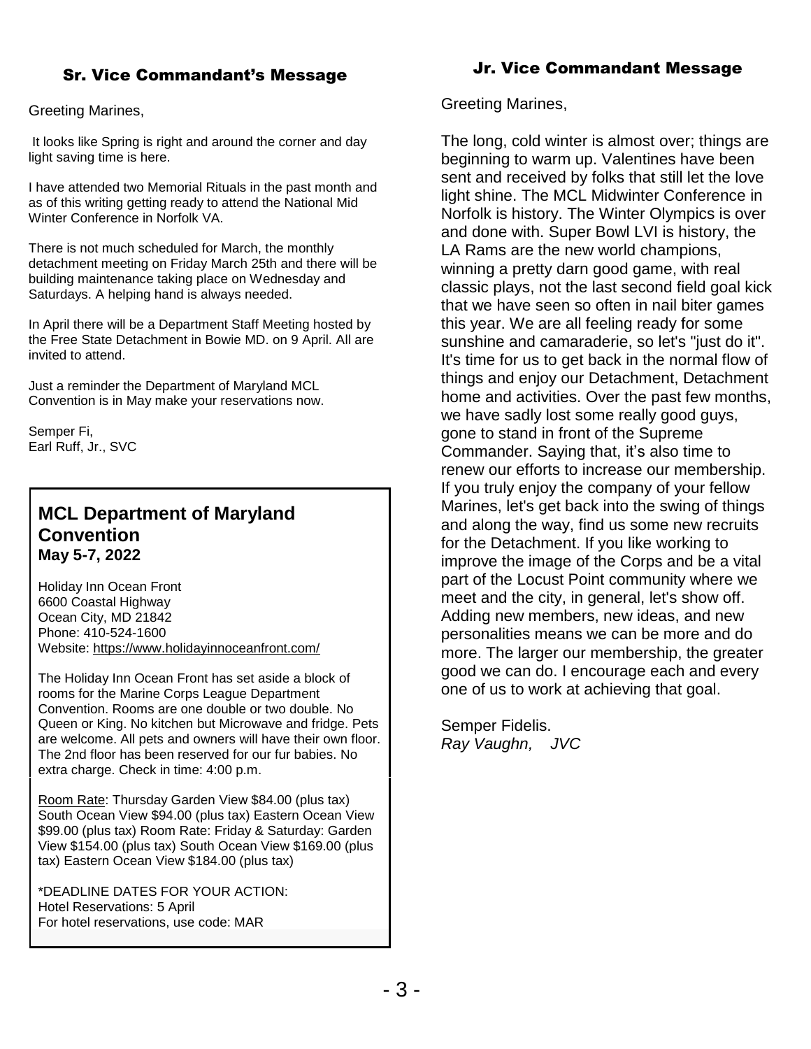## Sr. Vice Commandant's Message

Greeting Marines,

It looks like Spring is right and around the corner and day light saving time is here.

I have attended two Memorial Rituals in the past month and as of this writing getting ready to attend the National Mid Winter Conference in Norfolk VA.

There is not much scheduled for March, the monthly detachment meeting on Friday March 25th and there will be building maintenance taking place on Wednesday and Saturdays. A helping hand is always needed.

In April there will be a Department Staff Meeting hosted by the Free State Detachment in Bowie MD. on 9 April. All are invited to attend.

Just a reminder the Department of Maryland MCL Convention is in May make your reservations now.

Semper Fi,
Earl Ruff, Jr., SVC

## MCL Department of Maryland Convention

**May 5-7, 2022**

Holiday Inn Ocean Front
6600 Coastal Highway
Ocean City, MD 21842
Phone: 410-524-1600
Website: https://www.holidayinnoceanfront.com/

The Holiday Inn Ocean Front has set aside a block of rooms for the Marine Corps League Department Convention. Rooms are one double or two double. No Queen or King. No kitchen but Microwave and fridge. Pets are welcome. All pets and owners will have their own floor. The 2nd floor has been reserved for our fur babies. No extra charge. Check in time: 4:00 p.m.

Room Rate: Thursday Garden View $84.00 (plus tax) South Ocean View $94.00 (plus tax) Eastern Ocean View $99.00 (plus tax) Room Rate: Friday & Saturday: Garden View $154.00 (plus tax) South Ocean View $169.00 (plus tax) Eastern Ocean View $184.00 (plus tax)

*DEADLINE DATES FOR YOUR ACTION:
Hotel Reservations: 5 April
For hotel reservations, use code: MAR

## Jr. Vice Commandant Message

Greeting Marines,

The long, cold winter is almost over; things are beginning to warm up. Valentines have been sent and received by folks that still let the love light shine. The MCL Midwinter Conference in Norfolk is history. The Winter Olympics is over and done with. Super Bowl LVI is history, the LA Rams are the new world champions, winning a pretty darn good game, with real classic plays, not the last second field goal kick that we have seen so often in nail biter games this year. We are all feeling ready for some sunshine and camaraderie, so let's "just do it". It's time for us to get back in the normal flow of things and enjoy our Detachment, Detachment home and activities. Over the past few months, we have sadly lost some really good guys, gone to stand in front of the Supreme Commander. Saying that, it's also time to renew our efforts to increase our membership. If you truly enjoy the company of your fellow Marines, let's get back into the swing of things and along the way, find us some new recruits for the Detachment. If you like working to improve the image of the Corps and be a vital part of the Locust Point community where we meet and the city, in general, let's show off. Adding new members, new ideas, and new personalities means we can be more and do more. The larger our membership, the greater good we can do. I encourage each and every one of us to work at achieving that goal.

Semper Fidelis.
*Ray Vaughn, JVC*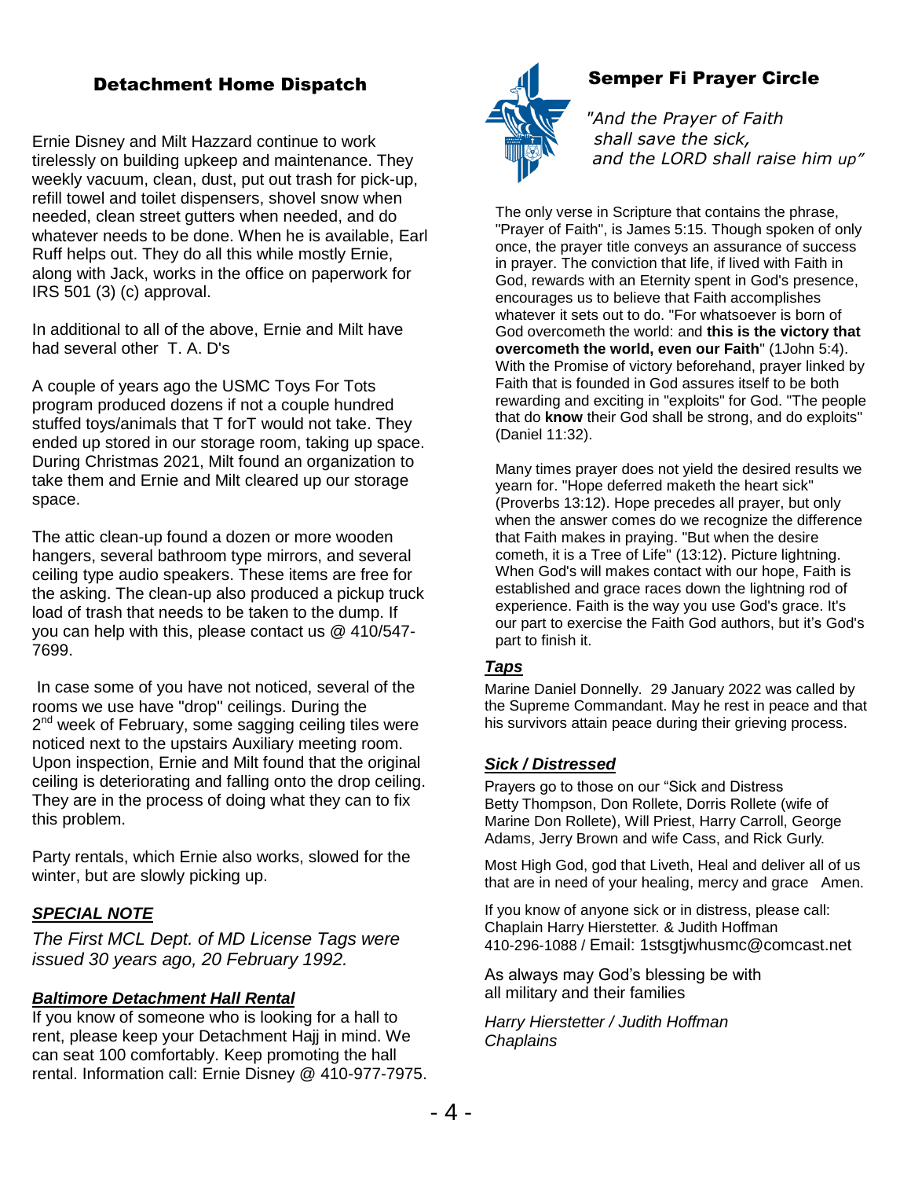## Detachment Home Dispatch

Ernie Disney and Milt Hazzard continue to work tirelessly on building upkeep and maintenance. They weekly vacuum, clean, dust, put out trash for pick-up, refill towel and toilet dispensers, shovel snow when needed, clean street gutters when needed, and do whatever needs to be done. When he is available, Earl Ruff helps out. They do all this while mostly Ernie, along with Jack, works in the office on paperwork for IRS 501 (3) (c) approval.

In additional to all of the above, Ernie and Milt have had several other T. A. D's

A couple of years ago the USMC Toys For Tots program produced dozens if not a couple hundred stuffed toys/animals that T forT would not take. They ended up stored in our storage room, taking up space. During Christmas 2021, Milt found an organization to take them and Ernie and Milt cleared up our storage space.

The attic clean-up found a dozen or more wooden hangers, several bathroom type mirrors, and several ceiling type audio speakers. These items are free for the asking. The clean-up also produced a pickup truck load of trash that needs to be taken to the dump. If you can help with this, please contact us @ 410/547-7699.

In case some of you have not noticed, several of the rooms we use have "drop" ceilings. During the 2nd week of February, some sagging ceiling tiles were noticed next to the upstairs Auxiliary meeting room. Upon inspection, Ernie and Milt found that the original ceiling is deteriorating and falling onto the drop ceiling. They are in the process of doing what they can to fix this problem.

Party rentals, which Ernie also works, slowed for the winter, but are slowly picking up.

***SPECIAL NOTE***

*The First MCL Dept. of MD License Tags were issued 30 years ago, 20 February 1992.*

***Baltimore Detachment Hall Rental***

If you know of someone who is looking for a hall to rent, please keep your Detachment Hajj in mind. We can seat 100 comfortably. Keep promoting the hall rental. Information call: Ernie Disney @ 410-977-7975.

## Semper Fi Prayer Circle

*"And the Prayer of Faith*
*shall save the sick,*
*and the LORD shall raise him up"*

The only verse in Scripture that contains the phrase, "Prayer of Faith", is James 5:15. Though spoken of only once, the prayer title conveys an assurance of success in prayer. The conviction that life, if lived with Faith in God, rewards with an Eternity spent in God's presence, encourages us to believe that Faith accomplishes whatever it sets out to do. "For whatsoever is born of God overcometh the world: and **this is the victory that overcometh the world, even our Faith**" (1John 5:4). With the Promise of victory beforehand, prayer linked by Faith that is founded in God assures itself to be both rewarding and exciting in "exploits" for God. "The people that do **know** their God shall be strong, and do exploits" (Daniel 11:32).

Many times prayer does not yield the desired results we yearn for. "Hope deferred maketh the heart sick" (Proverbs 13:12). Hope precedes all prayer, but only when the answer comes do we recognize the difference that Faith makes in praying. "But when the desire cometh, it is a Tree of Life" (13:12). Picture lightning. When God's will makes contact with our hope, Faith is established and grace races down the lightning rod of experience. Faith is the way you use God's grace. It's our part to exercise the Faith God authors, but it's God's part to finish it.

***Taps***

Marine Daniel Donnelly. 29 January 2022 was called by the Supreme Commandant. May he rest in peace and that his survivors attain peace during their grieving process.

***Sick / Distressed***

Prayers go to those on our "Sick and Distress Betty Thompson, Don Rollete, Dorris Rollete (wife of Marine Don Rollete), Will Priest, Harry Carroll, George Adams, Jerry Brown and wife Cass, and Rick Gurly.

Most High God, god that Liveth, Heal and deliver all of us that are in need of your healing, mercy and grace Amen.

If you know of anyone sick or in distress, please call: Chaplain Harry Hierstetter. & Judith Hoffman 410-296-1088 / Email: 1stsgtjwhusmc@comcast.net

As always may God's blessing be with all military and their families

*Harry Hierstetter / Judith Hoffman*
*Chaplains*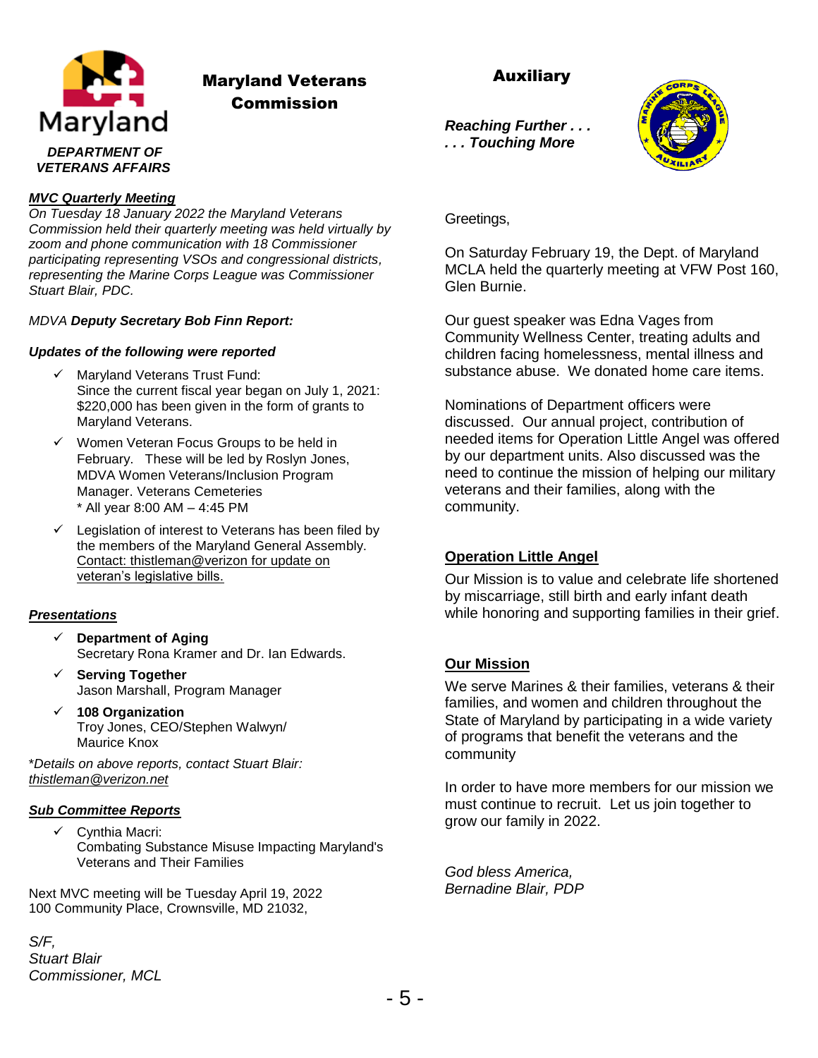Maryland

*DEPARTMENT OF VETERANS AFFAIRS*

## Maryland Veterans Commission

***MVC Quarterly Meeting***

*On Tuesday 18 January 2022 the Maryland Veterans Commission held their quarterly meeting was held virtually by zoom and phone communication with 18 Commissioner participating representing VSOs and congressional districts, representing the Marine Corps League was Commissioner Stuart Blair, PDC.*

*MDVA **Deputy Secretary Bob Finn Report:***

***Updates of the following were reported***

- ✓ Maryland Veterans Trust Fund:
  Since the current fiscal year began on July 1, 2021: $220,000 has been given in the form of grants to Maryland Veterans.
- ✓ Women Veteran Focus Groups to be held in February. These will be led by Roslyn Jones, MDVA Women Veterans/Inclusion Program Manager. Veterans Cemeteries
  * All year 8:00 AM – 4:45 PM
- ✓ Legislation of interest to Veterans has been filed by the members of the Maryland General Assembly. Contact: thistleman@verizon for update on veteran's legislative bills.

***Presentations***

- ✓ **Department of Aging**
  Secretary Rona Kramer and Dr. Ian Edwards.
- ✓ **Serving Together**
  Jason Marshall, Program Manager
- ✓ **108 Organization**
  Troy Jones, CEO/Stephen Walwyn/ Maurice Knox

**Details on above reports, contact Stuart Blair: thistleman@verizon.net*

***Sub Committee Reports***

- ✓ Cynthia Macri:
  Combating Substance Misuse Impacting Maryland's Veterans and Their Families

Next MVC meeting will be Tuesday April 19, 2022
100 Community Place, Crownsville, MD 21032,

*S/F,*
*Stuart Blair*
*Commissioner, MCL*

## Auxiliary

***Reaching Further . . .***
***. . . Touching More***

Greetings,

On Saturday February 19, the Dept. of Maryland MCLA held the quarterly meeting at VFW Post 160, Glen Burnie.

Our guest speaker was Edna Vages from Community Wellness Center, treating adults and children facing homelessness, mental illness and substance abuse. We donated home care items.

Nominations of Department officers were discussed. Our annual project, contribution of needed items for Operation Little Angel was offered by our department units. Also discussed was the need to continue the mission of helping our military veterans and their families, along with the community.

**Operation Little Angel**

Our Mission is to value and celebrate life shortened by miscarriage, still birth and early infant death while honoring and supporting families in their grief.

**Our Mission**

We serve Marines & their families, veterans & their families, and women and children throughout the State of Maryland by participating in a wide variety of programs that benefit the veterans and the community

In order to have more members for our mission we must continue to recruit. Let us join together to grow our family in 2022.

*God bless America,*
*Bernadine Blair, PDP*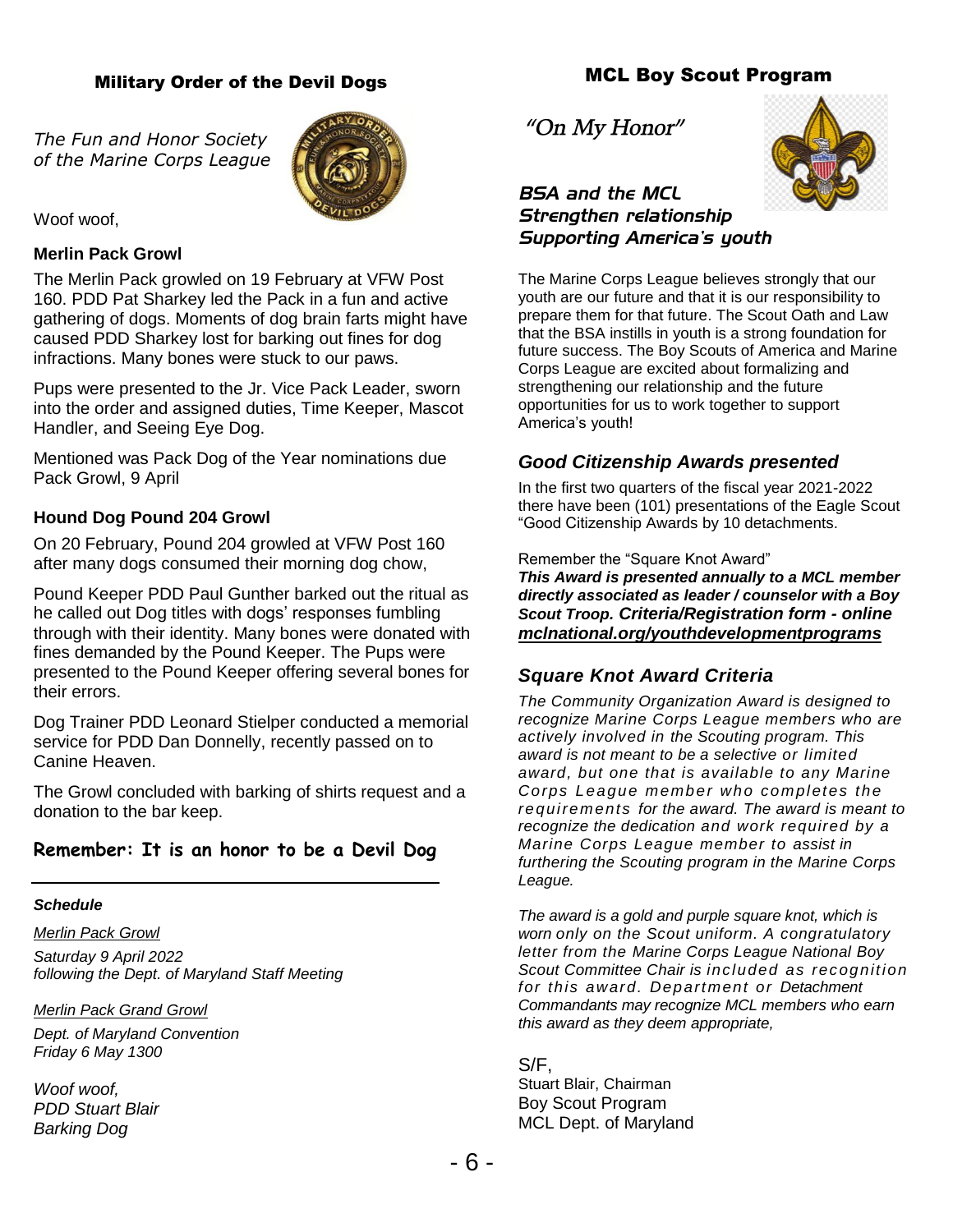## Military Order of the Devil Dogs

*The Fun and Honor Society of the Marine Corps League*

Woof woof,

**Merlin Pack Growl**

The Merlin Pack growled on 19 February at VFW Post 160. PDD Pat Sharkey led the Pack in a fun and active gathering of dogs. Moments of dog brain farts might have caused PDD Sharkey lost for barking out fines for dog infractions. Many bones were stuck to our paws.

Pups were presented to the Jr. Vice Pack Leader, sworn into the order and assigned duties, Time Keeper, Mascot Handler, and Seeing Eye Dog.

Mentioned was Pack Dog of the Year nominations due Pack Growl, 9 April

**Hound Dog Pound 204 Growl**

On 20 February, Pound 204 growled at VFW Post 160 after many dogs consumed their morning dog chow,

Pound Keeper PDD Paul Gunther barked out the ritual as he called out Dog titles with dogs' responses fumbling through with their identity. Many bones were donated with fines demanded by the Pound Keeper. The Pups were presented to the Pound Keeper offering several bones for their errors.

Dog Trainer PDD Leonard Stielper conducted a memorial service for PDD Dan Donnelly, recently passed on to Canine Heaven.

The Growl concluded with barking of shirts request and a donation to the bar keep.

**Remember: It is an honor to be a Devil Dog**

---

***Schedule***

*Merlin Pack Growl*

*Saturday 9 April 2022*
*following the Dept. of Maryland Staff Meeting*

*Merlin Pack Grand Growl*

*Dept. of Maryland Convention*
*Friday 6 May 1300*

*Woof woof,*
*PDD Stuart Blair*
*Barking Dog*

## MCL Boy Scout Program

*"On My Honor"*

***BSA and the MCL Strengthen relationship Supporting America's youth***

The Marine Corps League believes strongly that our youth are our future and that it is our responsibility to prepare them for that future. The Scout Oath and Law that the BSA instills in youth is a strong foundation for future success. The Boy Scouts of America and Marine Corps League are excited about formalizing and strengthening our relationship and the future opportunities for us to work together to support America's youth!

### *Good Citizenship Awards presented*

In the first two quarters of the fiscal year 2021-2022 there have been (101) presentations of the Eagle Scout "Good Citizenship Awards by 10 detachments.

Remember the "Square Knot Award"
***This Award is presented annually to a MCL member directly associated as leader / counselor with a Boy Scout Troop. Criteria/Registration form - online <u>mclnational.org/youthdevelopmentprograms</u>***

### *Square Knot Award Criteria*

*The Community Organization Award is designed to recognize Marine Corps League members who are actively involved in the Scouting program. This award is not meant to be a selective or limited award, but one that is available to any Marine Corps League member who completes the requirements for the award. The award is meant to recognize the dedication and work required by a Marine Corps League member to assist in furthering the Scouting program in the Marine Corps League.*

*The award is a gold and purple square knot, which is worn only on the Scout uniform. A congratulatory letter from the Marine Corps League National Boy Scout Committee Chair is included as recognition for this award. Department or Detachment Commandants may recognize MCL members who earn this award as they deem appropriate,*

S/F,
Stuart Blair, Chairman
Boy Scout Program
MCL Dept. of Maryland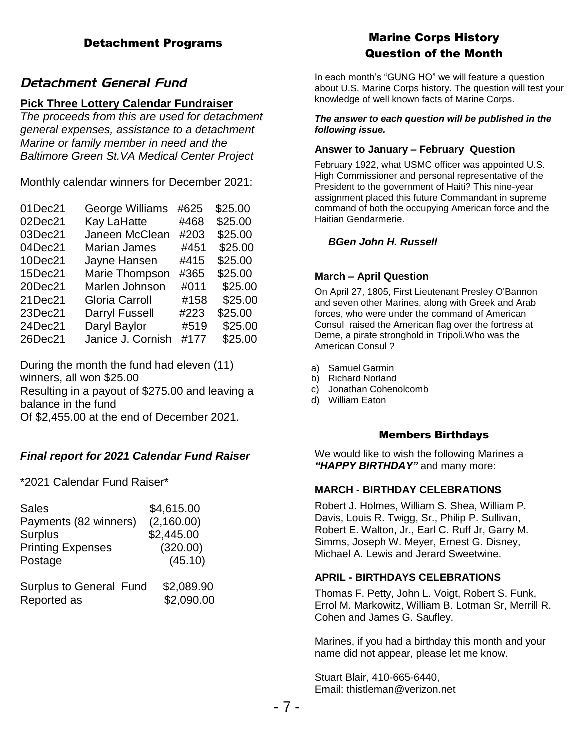## Detachment Programs

### Detachment General Fund

**Pick Three Lottery Calendar Fundraiser**

*The proceeds from this are used for detachment general expenses, assistance to a detachment Marine or family member in need and the Baltimore Green St.VA Medical Center Project*

Monthly calendar winners for December 2021:

| Date | Name | Number | Amount |
|---|---|---|---|
| 01Dec21 | George Williams | #625 | $25.00 |
| 02Dec21 | Kay LaHatte | #468 | $25.00 |
| 03Dec21 | Janeen McClean | #203 | $25.00 |
| 04Dec21 | Marian James | #451 | $25.00 |
| 10Dec21 | Jayne Hansen | #415 | $25.00 |
| 15Dec21 | Marie Thompson | #365 | $25.00 |
| 20Dec21 | Marlen Johnson | #011 | $25.00 |
| 21Dec21 | Gloria Carroll | #158 | $25.00 |
| 23Dec21 | Darryl Fussell | #223 | $25.00 |
| 24Dec21 | Daryl Baylor | #519 | $25.00 |
| 26Dec21 | Janice J. Cornish | #177 | $25.00 |

During the month the fund had eleven (11) winners, all won $25.00
Resulting in a payout of $275.00 and leaving a balance in the fund
Of $2,455.00 at the end of December 2021.

***Final report for 2021 Calendar Fund Raiser***

\*2021 Calendar Fund Raiser\*

| | |
|---|---|
| Sales | $4,615.00 |
| Payments (82 winners) | (2,160.00) |
| Surplus | $2,445.00 |
| Printing Expenses | (320.00) |
| Postage | (45.10) |
| Surplus to General Fund | $2,089.90 |
| Reported as | $2,090.00 |

## Marine Corps History Question of the Month

In each month's "GUNG HO" we will feature a question about U.S. Marine Corps history. The question will test your knowledge of well known facts of Marine Corps.

***The answer to each question will be published in the following issue.***

**Answer to January – February Question**

February 1922, what USMC officer was appointed U.S. High Commissioner and personal representative of the President to the government of Haiti? This nine-year assignment placed this future Commandant in supreme command of both the occupying American force and the Haitian Gendarmerie.

***BGen John H. Russell***

**March – April Question**

On April 27, 1805, First Lieutenant Presley O'Bannon and seven other Marines, along with Greek and Arab forces, who were under the command of American Consul raised the American flag over the fortress at Derne, a pirate stronghold in Tripoli.Who was the American Consul ?

a) Samuel Garmin
b) Richard Norland
c) Jonathan Cohenolcomb
d) William Eaton

## Members Birthdays

We would like to wish the following Marines a ***"HAPPY BIRTHDAY"*** and many more:

**MARCH - BIRTHDAY CELEBRATIONS**

Robert J. Holmes, William S. Shea, William P. Davis, Louis R. Twigg, Sr., Philip P. Sullivan, Robert E. Walton, Jr., Earl C. Ruff Jr, Garry M. Simms, Joseph W. Meyer, Ernest G. Disney, Michael A. Lewis and Jerard Sweetwine.

**APRIL - BIRTHDAYS CELEBRATIONS**

Thomas F. Petty, John L. Voigt, Robert S. Funk, Errol M. Markowitz, William B. Lotman Sr, Merrill R. Cohen and James G. Saufley.

Marines, if you had a birthday this month and your name did not appear, please let me know.

Stuart Blair, 410-665-6440,
Email: thistleman@verizon.net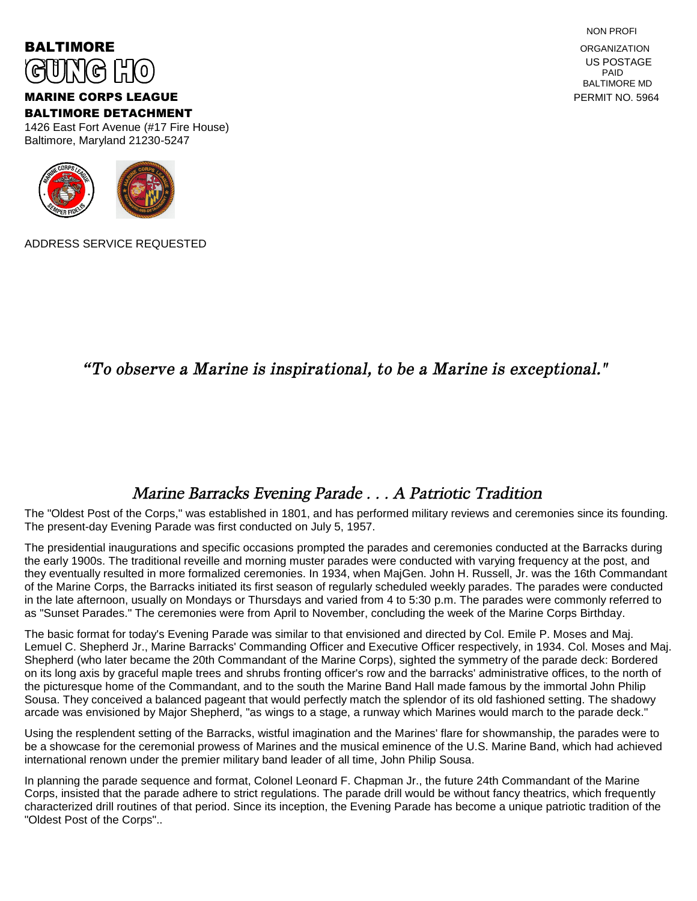# BALTIMORE GUNG HO

**MARINE CORPS LEAGUE**
**BALTIMORE DETACHMENT**
1426 East Fort Avenue (#17 Fire House)
Baltimore, Maryland 21230-5247

NON PROFI
ORGANIZATION
US POSTAGE
PAID
BALTIMORE MD
PERMIT NO. 5964

ADDRESS SERVICE REQUESTED

*"To observe a Marine is inspirational, to be a Marine is exceptional."*

## *Marine Barracks Evening Parade . . . A Patriotic Tradition*

The "Oldest Post of the Corps," was established in 1801, and has performed military reviews and ceremonies since its founding. The present-day Evening Parade was first conducted on July 5, 1957.

The presidential inaugurations and specific occasions prompted the parades and ceremonies conducted at the Barracks during the early 1900s. The traditional reveille and morning muster parades were conducted with varying frequency at the post, and they eventually resulted in more formalized ceremonies. In 1934, when MajGen. John H. Russell, Jr. was the 16th Commandant of the Marine Corps, the Barracks initiated its first season of regularly scheduled weekly parades. The parades were conducted in the late afternoon, usually on Mondays or Thursdays and varied from 4 to 5:30 p.m. The parades were commonly referred to as "Sunset Parades." The ceremonies were from April to November, concluding the week of the Marine Corps Birthday.

The basic format for today's Evening Parade was similar to that envisioned and directed by Col. Emile P. Moses and Maj. Lemuel C. Shepherd Jr., Marine Barracks' Commanding Officer and Executive Officer respectively, in 1934. Col. Moses and Maj. Shepherd (who later became the 20th Commandant of the Marine Corps), sighted the symmetry of the parade deck: Bordered on its long axis by graceful maple trees and shrubs fronting officer's row and the barracks' administrative offices, to the north of the picturesque home of the Commandant, and to the south the Marine Band Hall made famous by the immortal John Philip Sousa. They conceived a balanced pageant that would perfectly match the splendor of its old fashioned setting. The shadowy arcade was envisioned by Major Shepherd, "as wings to a stage, a runway which Marines would march to the parade deck."

Using the resplendent setting of the Barracks, wistful imagination and the Marines' flare for showmanship, the parades were to be a showcase for the ceremonial prowess of Marines and the musical eminence of the U.S. Marine Band, which had achieved international renown under the premier military band leader of all time, John Philip Sousa.

In planning the parade sequence and format, Colonel Leonard F. Chapman Jr., the future 24th Commandant of the Marine Corps, insisted that the parade adhere to strict regulations. The parade drill would be without fancy theatrics, which frequently characterized drill routines of that period. Since its inception, the Evening Parade has become a unique patriotic tradition of the "Oldest Post of the Corps"..